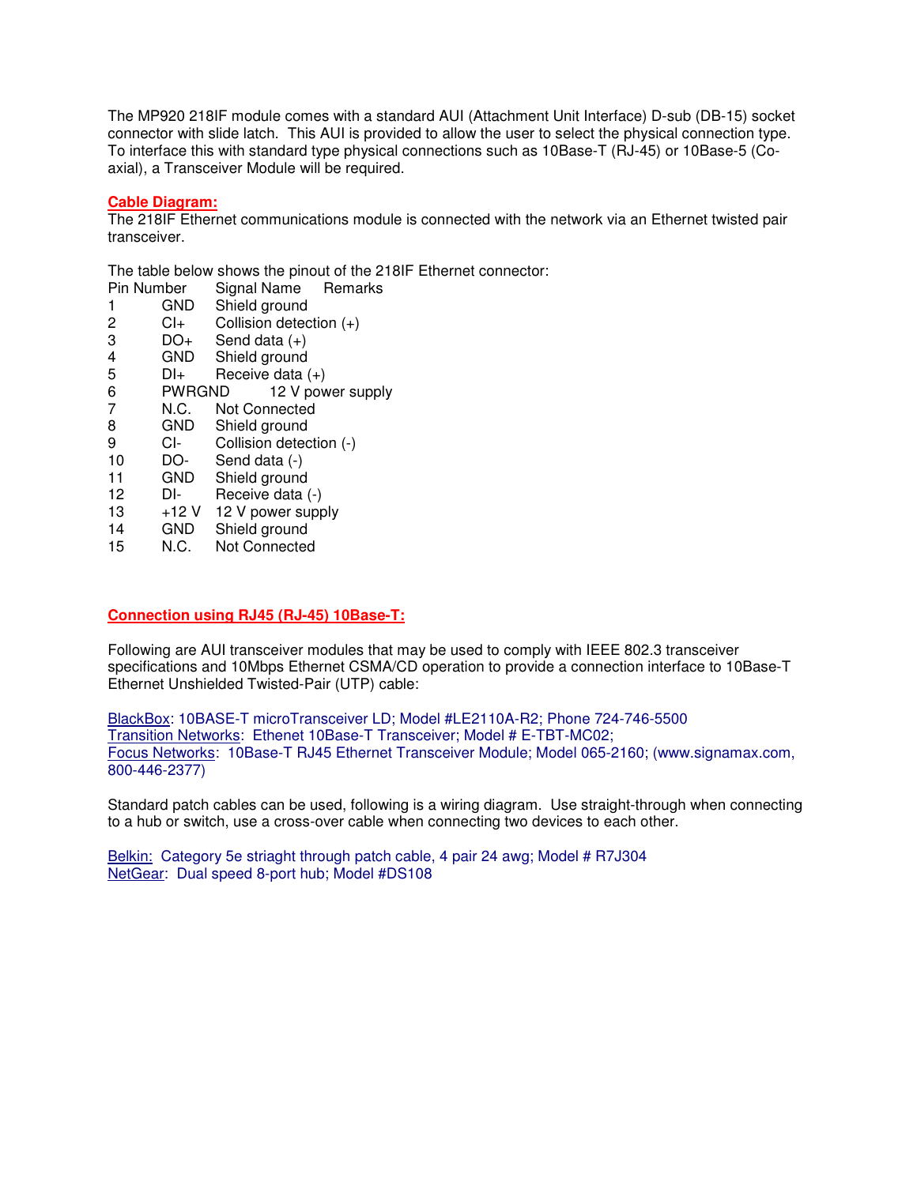The MP920 218IF module comes with a standard AUI (Attachment Unit Interface) D-sub (DB-15) socket connector with slide latch. This AUI is provided to allow the user to select the physical connection type. To interface this with standard type physical connections such as 10Base-T (RJ-45) or 10Base-5 (Co-axial), a Transceiver Module will be required.

## Cable Diagram:

The 218IF Ethernet communications module is connected with the network via an Ethernet twisted pair transceiver.

The table below shows the pinout of the 218IF Ethernet connector:

| Pin Number | Signal Name | Remarks |
|---|---|---|
| 1 | GND | Shield ground |
| 2 | CI+ | Collision detection (+) |
| 3 | DO+ | Send data (+) |
| 4 | GND | Shield ground |
| 5 | DI+ | Receive data (+) |
| 6 | PWRGND | 12 V power supply |
| 7 | N.C. | Not Connected |
| 8 | GND | Shield ground |
| 9 | CI- | Collision detection (-) |
| 10 | DO- | Send data (-) |
| 11 | GND | Shield ground |
| 12 | DI- | Receive data (-) |
| 13 | +12 V | 12 V power supply |
| 14 | GND | Shield ground |
| 15 | N.C. | Not Connected |

## Connection using RJ45 (RJ-45) 10Base-T:

Following are AUI transceiver modules that may be used to comply with IEEE 802.3 transceiver specifications and 10Mbps Ethernet CSMA/CD operation to provide a connection interface to 10Base-T Ethernet Unshielded Twisted-Pair (UTP) cable:

BlackBox: 10BASE-T microTransceiver LD; Model #LE2110A-R2; Phone 724-746-5500
Transition Networks: Ethenet 10Base-T Transceiver; Model # E-TBT-MC02;
Focus Networks: 10Base-T RJ45 Ethernet Transceiver Module; Model 065-2160; (www.signamax.com, 800-446-2377)

Standard patch cables can be used, following is a wiring diagram. Use straight-through when connecting to a hub or switch, use a cross-over cable when connecting two devices to each other.

Belkin: Category 5e striaght through patch cable, 4 pair 24 awg; Model # R7J304
NetGear: Dual speed 8-port hub; Model #DS108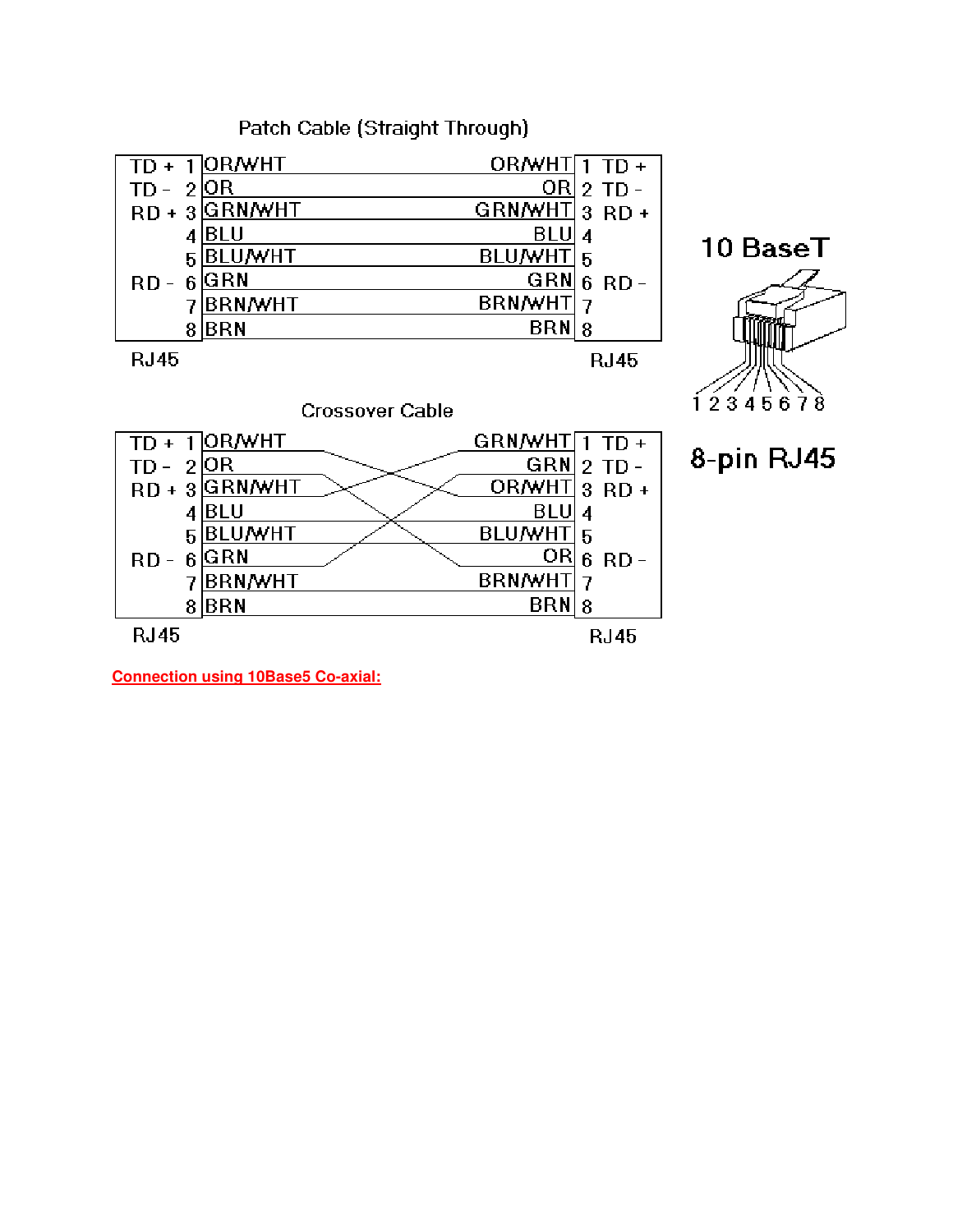## Patch Cable (Straight Through)

| Signal | Pin | Color | Color | Pin | Signal |
|---|---|---|---|---|---|
| TD + | 1 | OR/WHT | OR/WHT | 1 | TD + |
| TD - | 2 | OR | OR | 2 | TD - |
| RD + | 3 | GRN/WHT | GRN/WHT | 3 | RD + |
| | 4 | BLU | BLU | 4 | |
| | 5 | BLU/WHT | BLU/WHT | 5 | |
| RD - | 6 | GRN | GRN | 6 | RD - |
| | 7 | BRN/WHT | BRN/WHT | 7 | |
| | 8 | BRN | BRN | 8 | |

RJ45 — RJ45

**10 BaseT**

1 2 3 4 5 6 7 8

**8-pin RJ45**

## Crossover Cable

| Signal | Pin | Color | Color | Pin | Signal |
|---|---|---|---|---|---|
| TD + | 1 | OR/WHT | GRN/WHT | 1 | TD + |
| TD - | 2 | OR | GRN | 2 | TD - |
| RD + | 3 | GRN/WHT | OR/WHT | 3 | RD + |
| | 4 | BLU | BLU | 4 | |
| | 5 | BLU/WHT | BLU/WHT | 5 | |
| RD - | 6 | GRN | OR | 6 | RD - |
| | 7 | BRN/WHT | BRN/WHT | 7 | |
| | 8 | BRN | BRN | 8 | |

RJ45 — RJ45

**Connection using 10Base5 Co-axial:**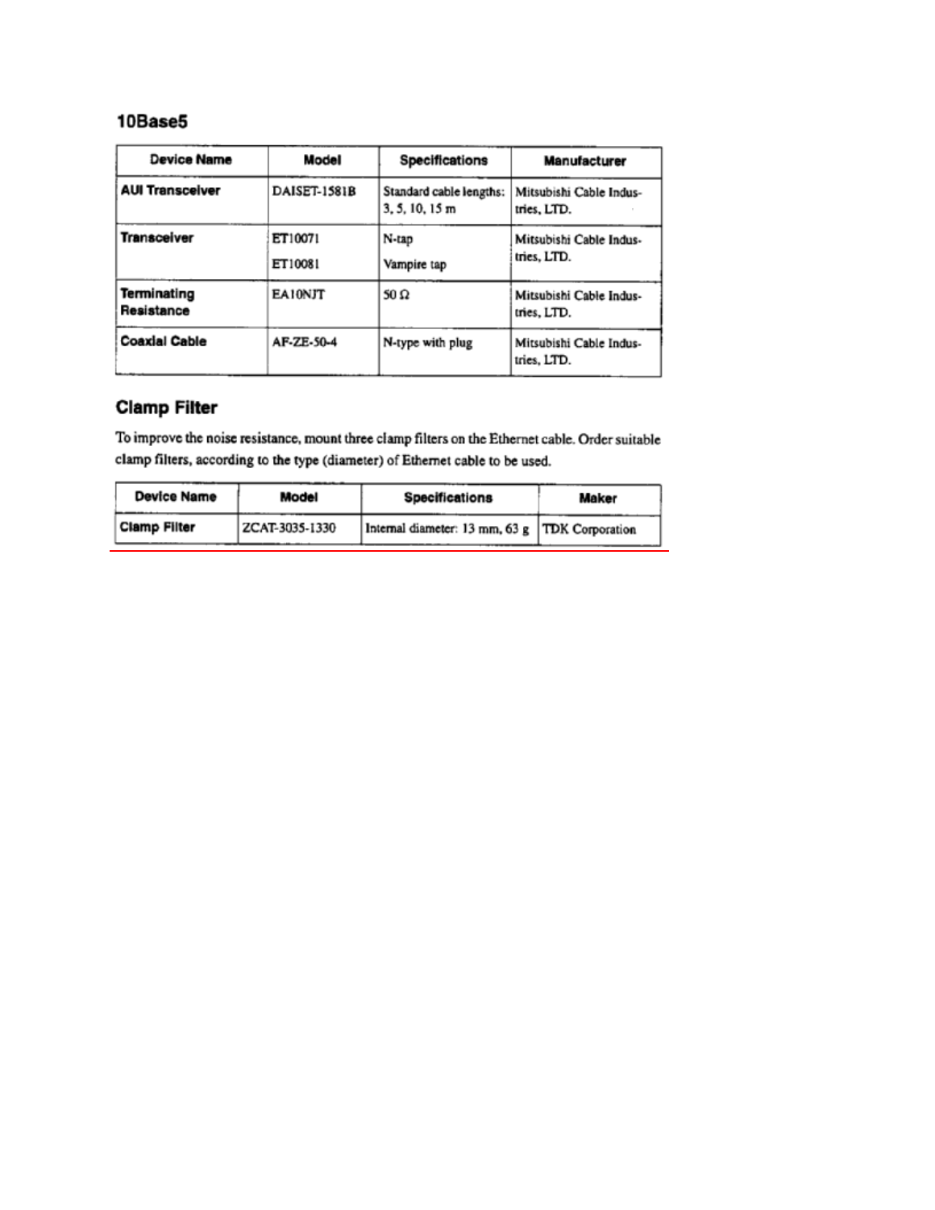## 10Base5

| Device Name | Model | Specifications | Manufacturer |
|---|---|---|---|
| **AUI Transceiver** | DAISET-1581B | Standard cable lengths: 3, 5, 10, 15 m | Mitsubishi Cable Industries, LTD. |
| **Transceiver** | ET10071<br>ET10081 | N-tap<br>Vampire tap | Mitsubishi Cable Industries, LTD. |
| **Terminating Resistance** | EA10NJT | 50 Ω | Mitsubishi Cable Industries, LTD. |
| **Coaxial Cable** | AF-ZE-50-4 | N-type with plug | Mitsubishi Cable Industries, LTD. |

## Clamp Filter

To improve the noise resistance, mount three clamp filters on the Ethernet cable. Order suitable clamp filters, according to the type (diameter) of Ethernet cable to be used.

| Device Name | Model | Specifications | Maker |
|---|---|---|---|
| **Clamp Filter** | ZCAT-3035-1330 | Internal diameter: 13 mm, 63 g | TDK Corporation |